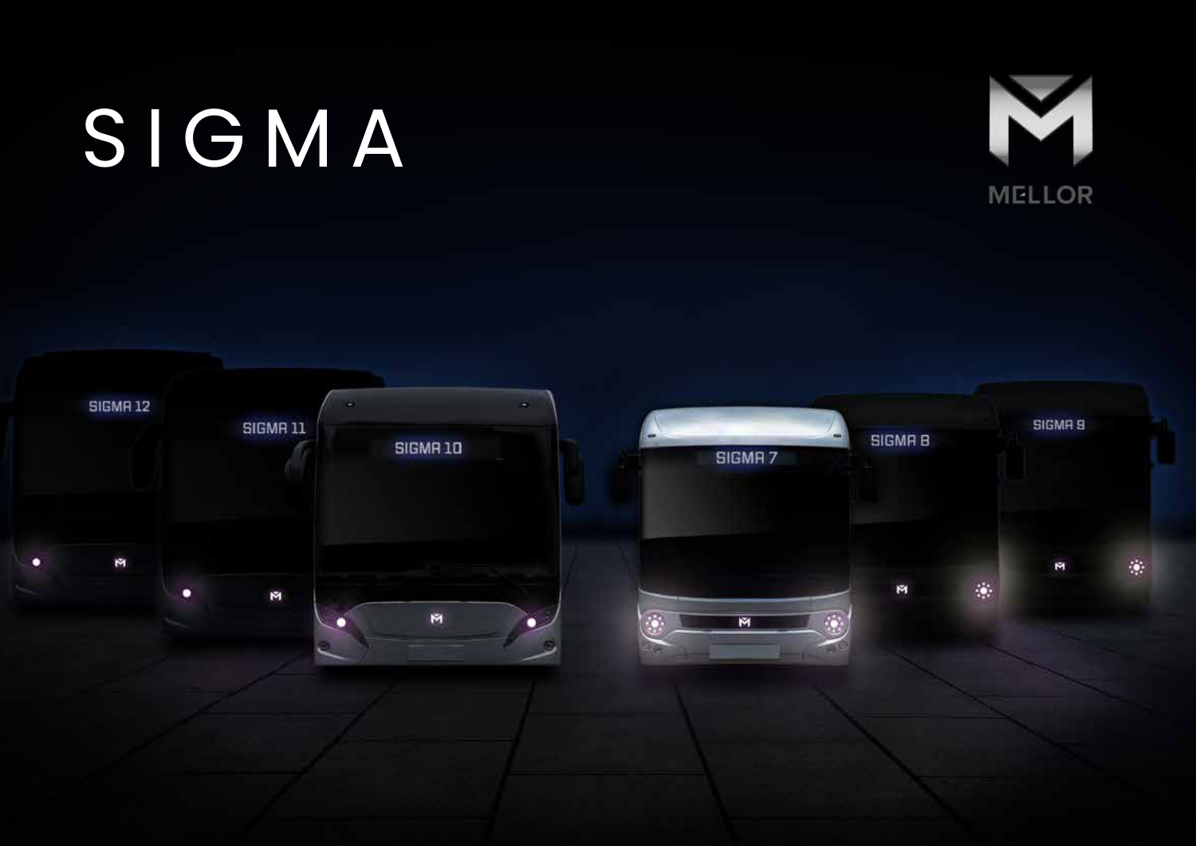# SIGMA

MELLOR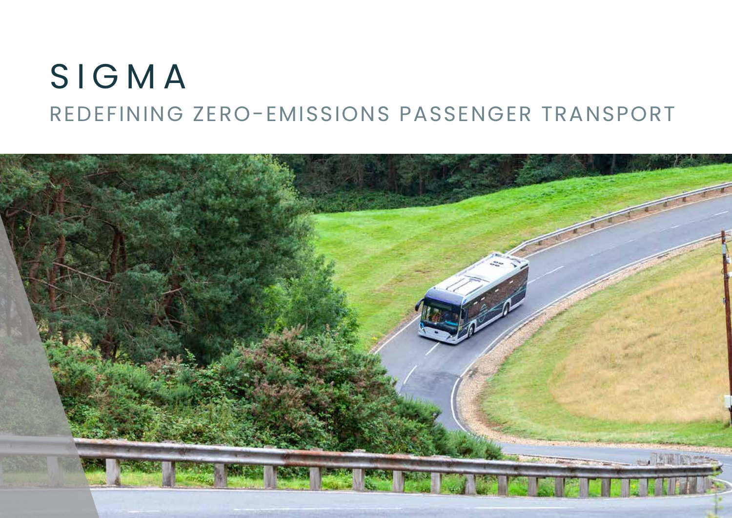# SIGMA

## REDEFINING ZERO-EMISSIONS PASSENGER TRANSPORT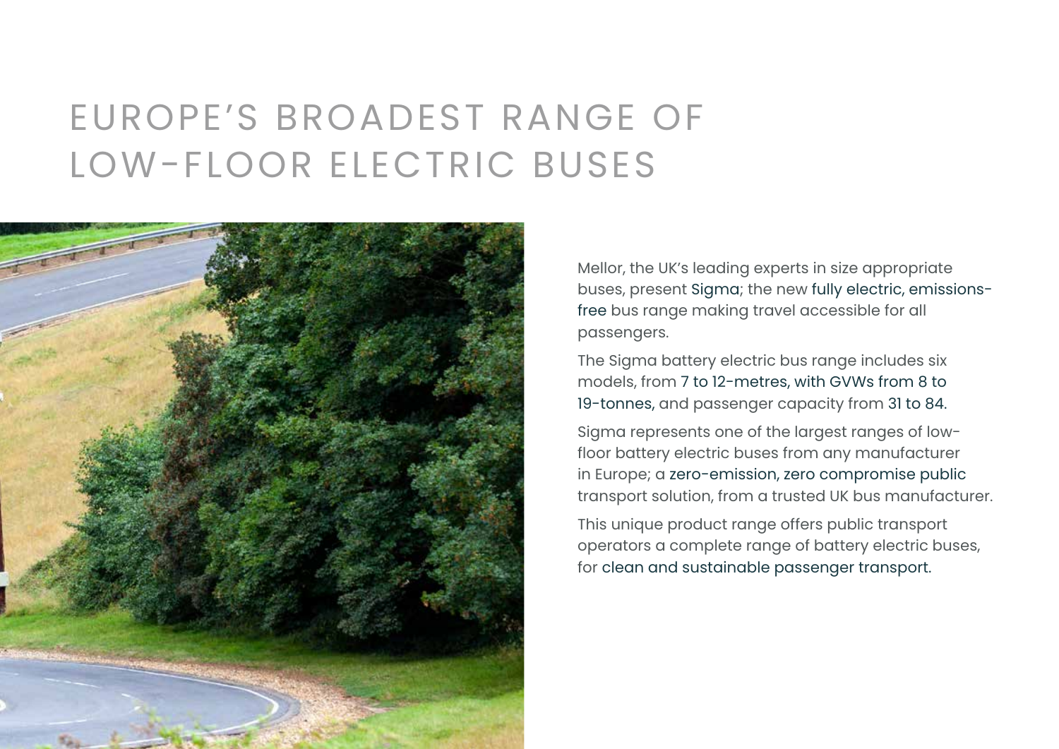# EUROPE'S BROADEST RANGE OF LOW-FLOOR ELECTRIC BUSES

Mellor, the UK's leading experts in size appropriate buses, present Sigma; the new fully electric, emissions-free bus range making travel accessible for all passengers.

The Sigma battery electric bus range includes six models, from 7 to 12-metres, with GVWs from 8 to 19-tonnes, and passenger capacity from 31 to 84.

Sigma represents one of the largest ranges of low-floor battery electric buses from any manufacturer in Europe; a zero-emission, zero compromise public transport solution, from a trusted UK bus manufacturer.

This unique product range offers public transport operators a complete range of battery electric buses, for clean and sustainable passenger transport.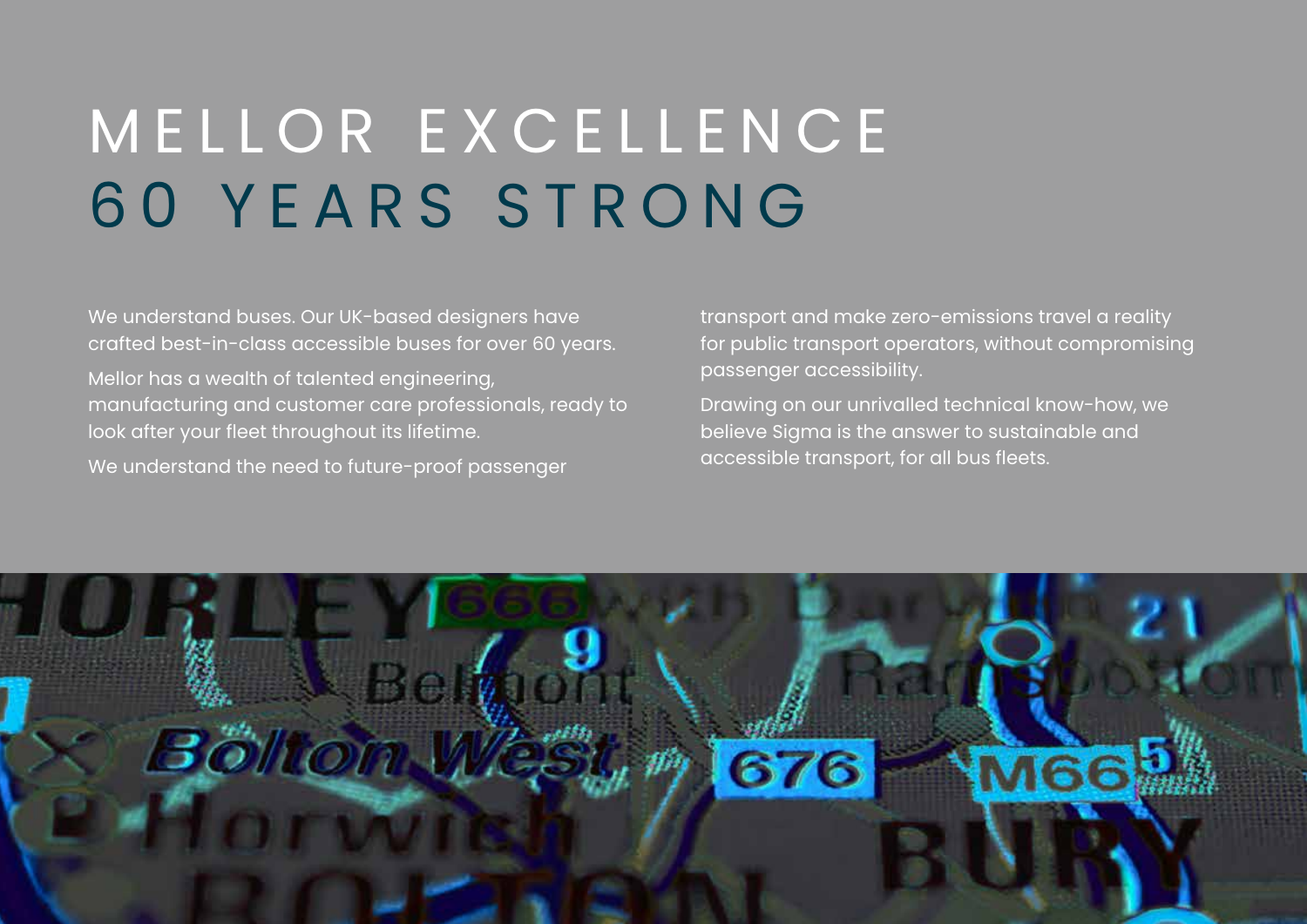# MELLOR EXCELLENCE 60 YEARS STRONG

We understand buses. Our UK-based designers have crafted best-in-class accessible buses for over 60 years.

Mellor has a wealth of talented engineering, manufacturing and customer care professionals, ready to look after your fleet throughout its lifetime.

We understand the need to future-proof passenger transport and make zero-emissions travel a reality for public transport operators, without compromising passenger accessibility.

Drawing on our unrivalled technical know-how, we believe Sigma is the answer to sustainable and accessible transport, for all bus fleets.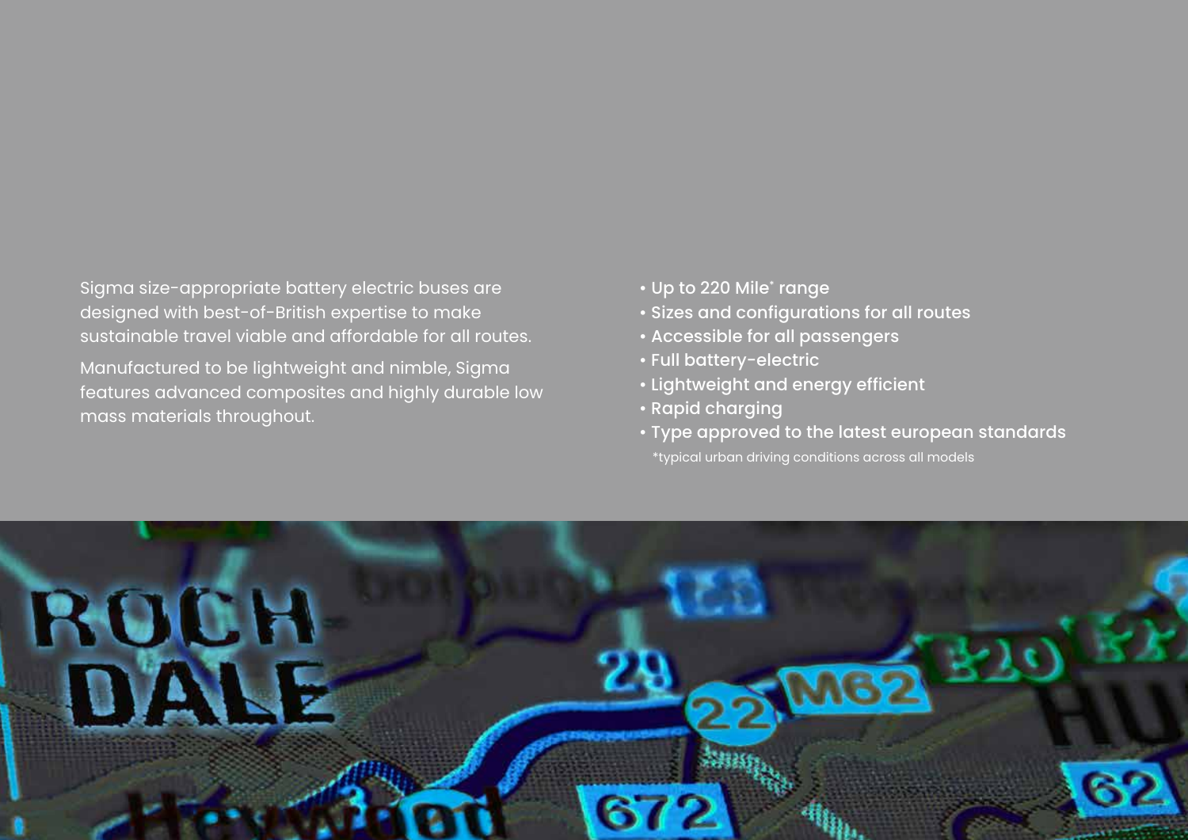Sigma size-appropriate battery electric buses are designed with best-of-British expertise to make sustainable travel viable and affordable for all routes.

Manufactured to be lightweight and nimble, Sigma features advanced composites and highly durable low mass materials throughout.

- Up to 220 Mile* range
- Sizes and configurations for all routes
- Accessible for all passengers
- Full battery-electric
- Lightweight and energy efficient
- Rapid charging
- Type approved to the latest european standards

*typical urban driving conditions across all models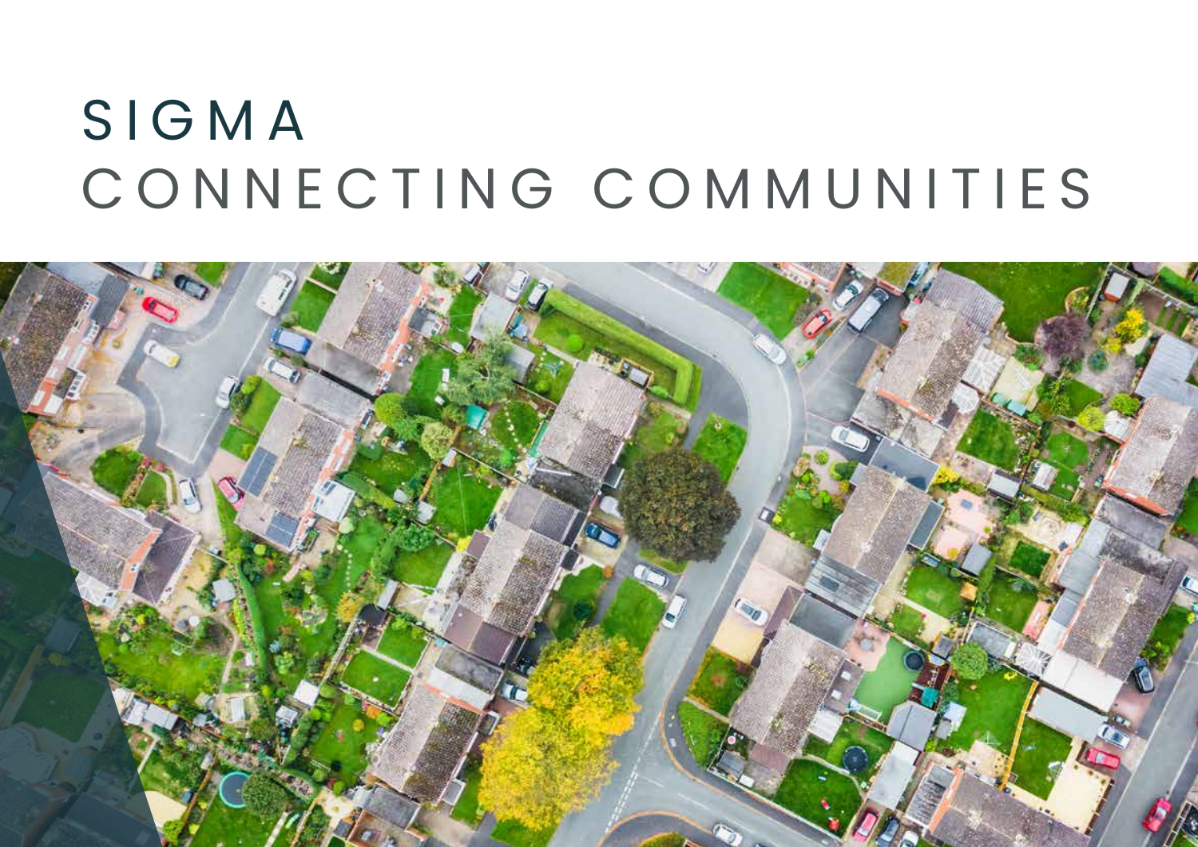# SIGMA

# CONNECTING COMMUNITIES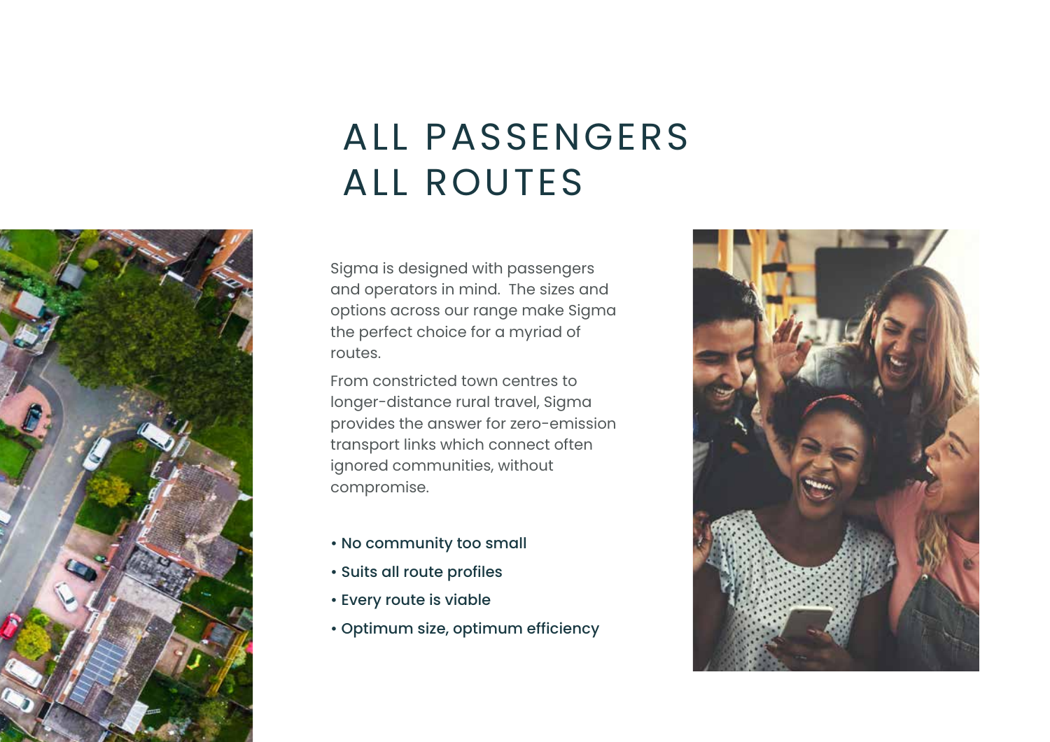# ALL PASSENGERS
# ALL ROUTES

Sigma is designed with passengers and operators in mind. The sizes and options across our range make Sigma the perfect choice for a myriad of routes.

From constricted town centres to longer-distance rural travel, Sigma provides the answer for zero-emission transport links which connect often ignored communities, without compromise.

- No community too small
- Suits all route profiles
- Every route is viable
- Optimum size, optimum efficiency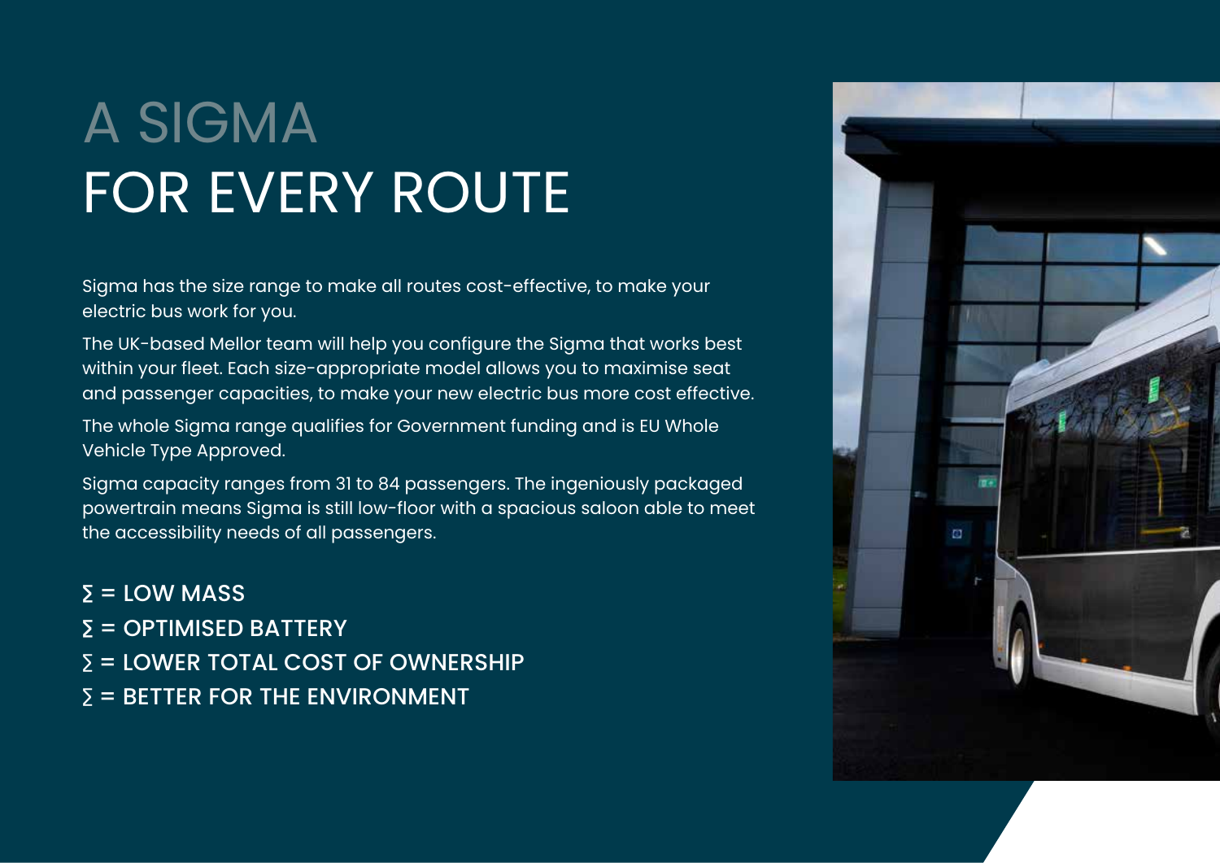# A SIGMA FOR EVERY ROUTE

Sigma has the size range to make all routes cost-effective, to make your electric bus work for you.

The UK-based Mellor team will help you configure the Sigma that works best within your fleet. Each size-appropriate model allows you to maximise seat and passenger capacities, to make your new electric bus more cost effective.

The whole Sigma range qualifies for Government funding and is EU Whole Vehicle Type Approved.

Sigma capacity ranges from 31 to 84 passengers. The ingeniously packaged powertrain means Sigma is still low-floor with a spacious saloon able to meet the accessibility needs of all passengers.

**∑ = LOW MASS**
**∑ = OPTIMISED BATTERY**
**∑ = LOWER TOTAL COST OF OWNERSHIP**
**∑ = BETTER FOR THE ENVIRONMENT**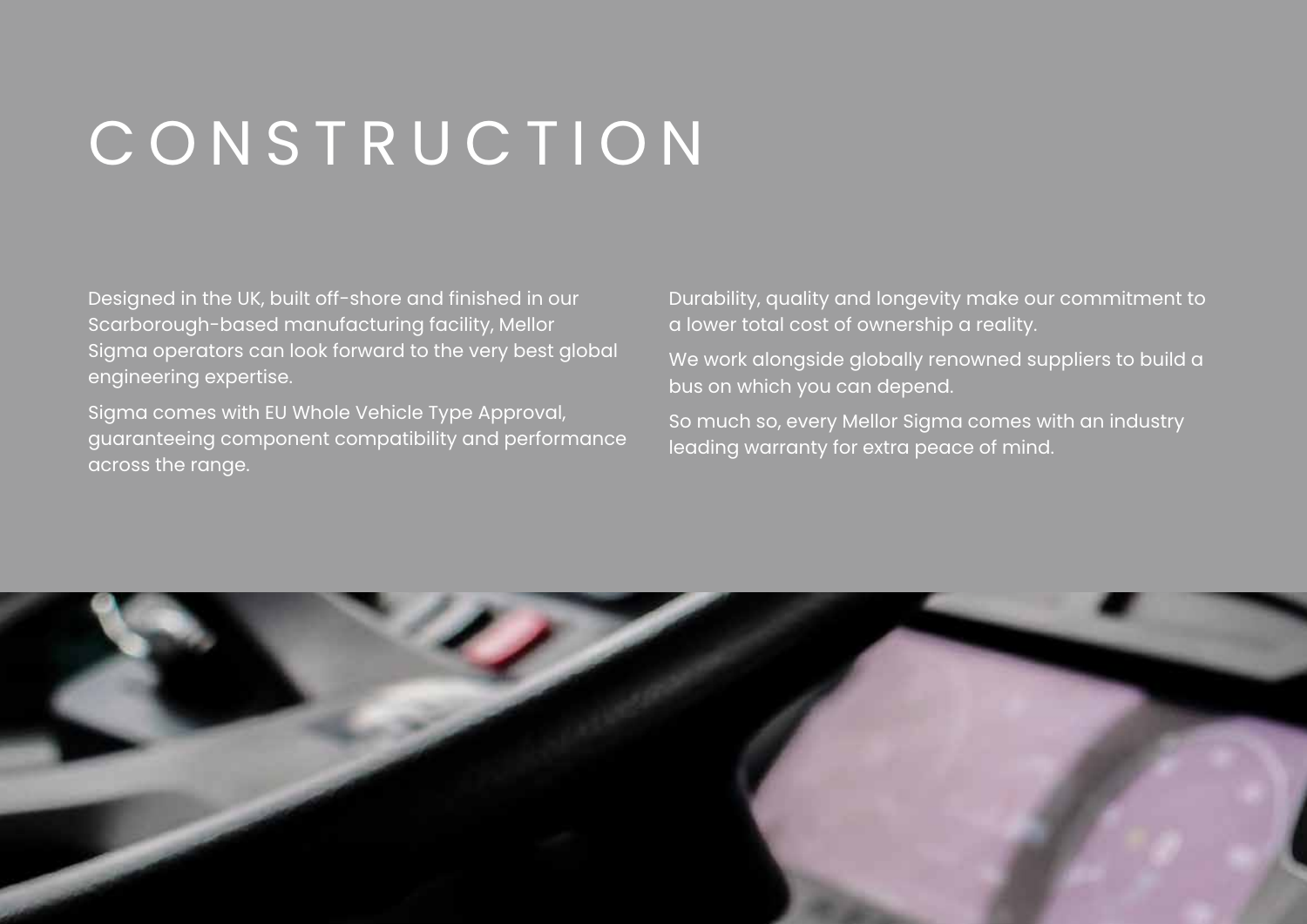# CONSTRUCTION

Designed in the UK, built off-shore and finished in our Scarborough-based manufacturing facility, Mellor Sigma operators can look forward to the very best global engineering expertise.

Sigma comes with EU Whole Vehicle Type Approval, guaranteeing component compatibility and performance across the range.

Durability, quality and longevity make our commitment to a lower total cost of ownership a reality.

We work alongside globally renowned suppliers to build a bus on which you can depend.

So much so, every Mellor Sigma comes with an industry leading warranty for extra peace of mind.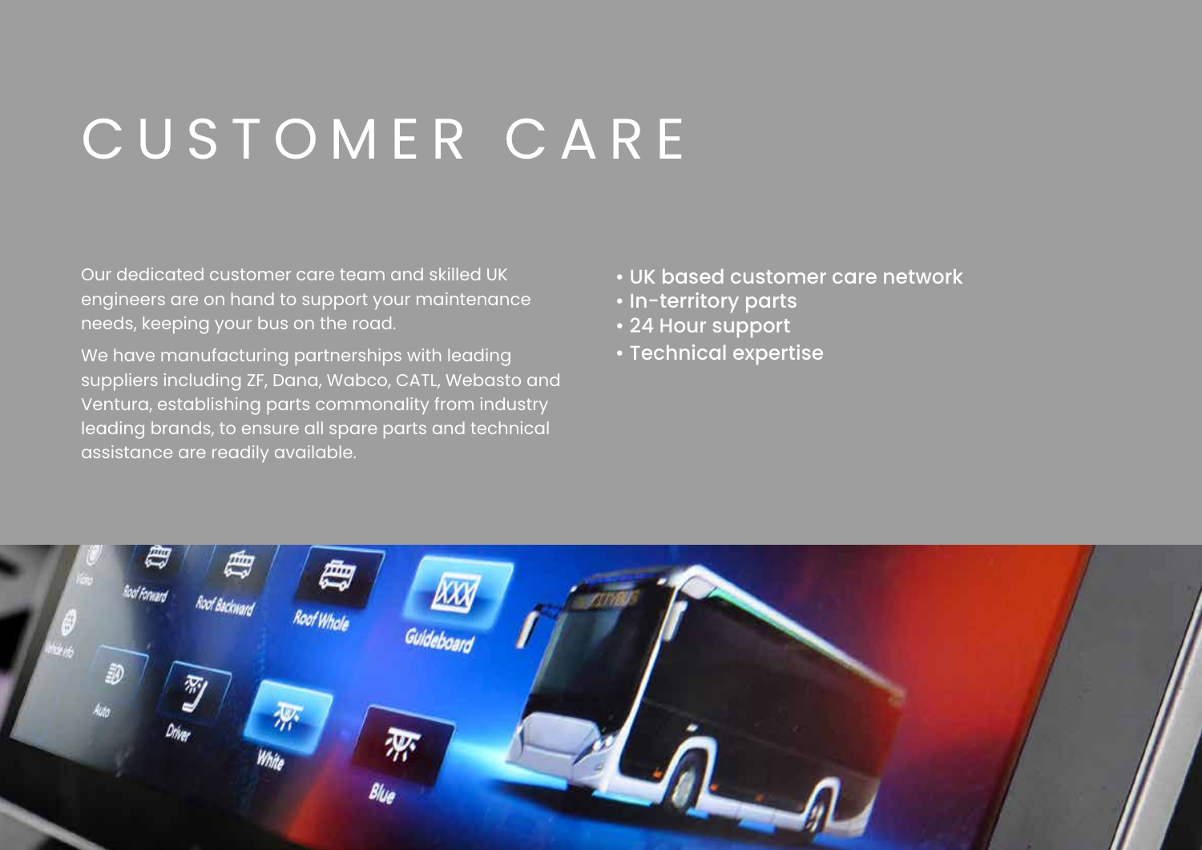# CUSTOMER CARE

Our dedicated customer care team and skilled UK engineers are on hand to support your maintenance needs, keeping your bus on the road.

We have manufacturing partnerships with leading suppliers including ZF, Dana, Wabco, CATL, Webasto and Ventura, establishing parts commonality from industry leading brands, to ensure all spare parts and technical assistance are readily available.

- UK based customer care network
- In-territory parts
- 24 Hour support
- Technical expertise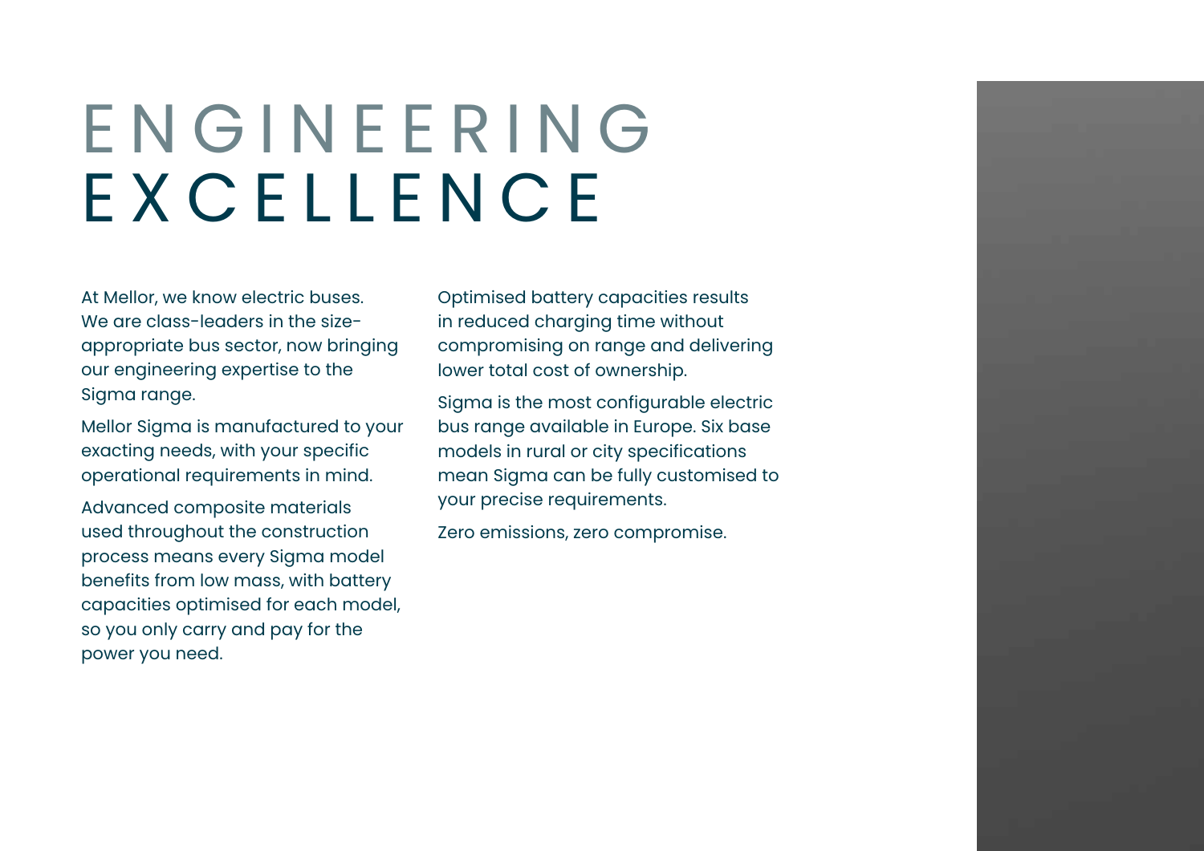# ENGINEERING EXCELLENCE

At Mellor, we know electric buses. We are class-leaders in the size-appropriate bus sector, now bringing our engineering expertise to the Sigma range.

Mellor Sigma is manufactured to your exacting needs, with your specific operational requirements in mind.

Advanced composite materials used throughout the construction process means every Sigma model benefits from low mass, with battery capacities optimised for each model, so you only carry and pay for the power you need.

Optimised battery capacities results in reduced charging time without compromising on range and delivering lower total cost of ownership.

Sigma is the most configurable electric bus range available in Europe. Six base models in rural or city specifications mean Sigma can be fully customised to your precise requirements.

Zero emissions, zero compromise.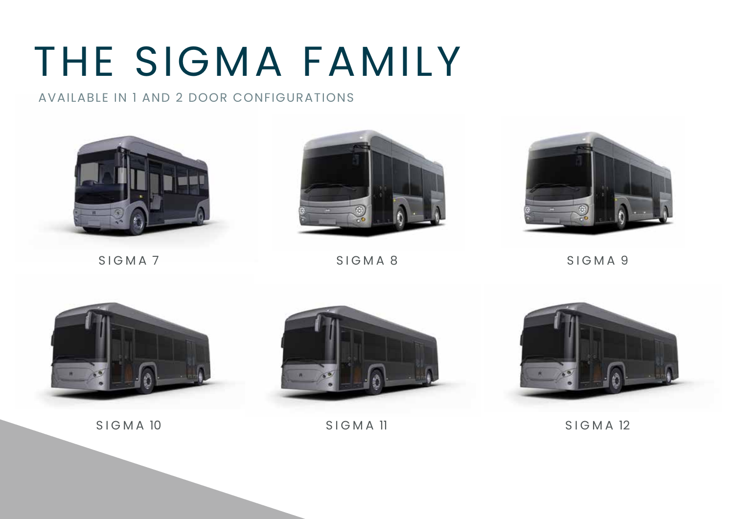# THE SIGMA FAMILY

AVAILABLE IN 1 AND 2 DOOR CONFIGURATIONS

SIGMA 7

SIGMA 8

SIGMA 9

SIGMA 10

SIGMA 11

SIGMA 12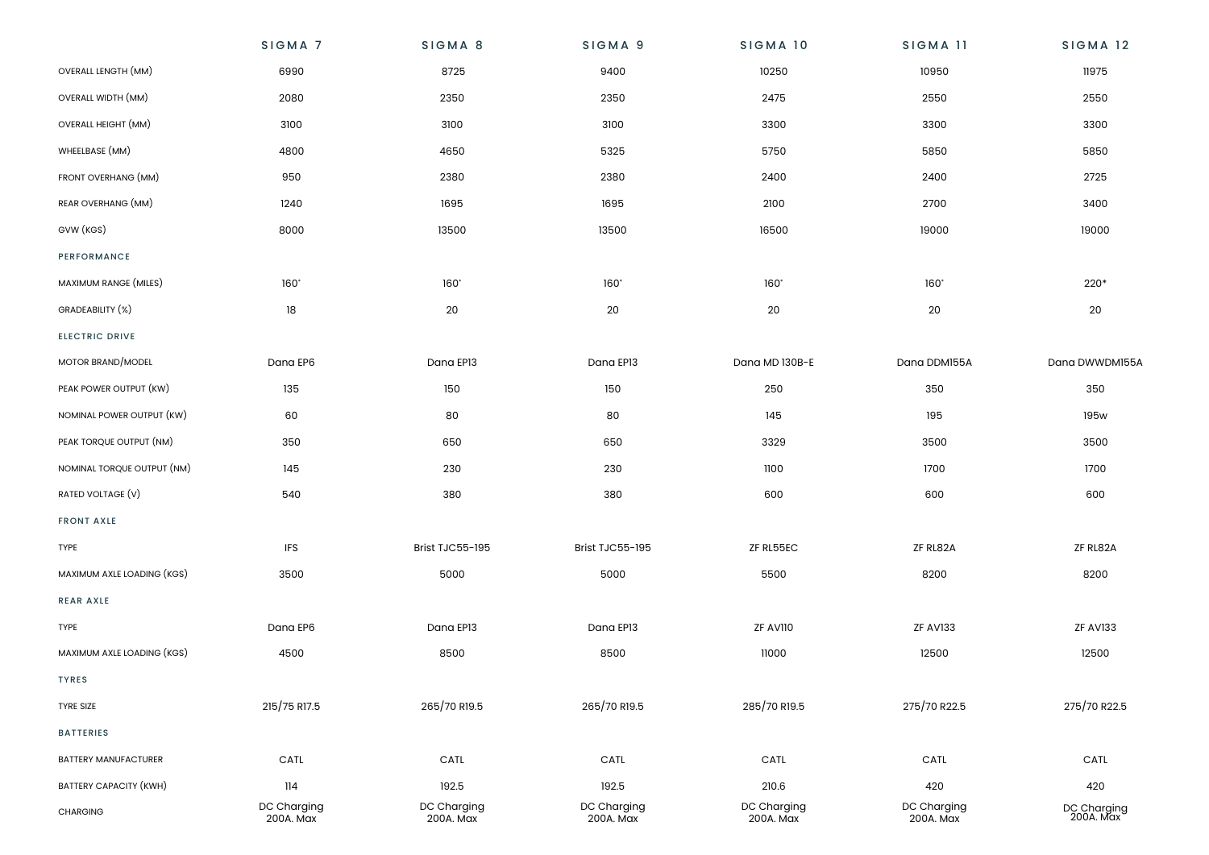| | SIGMA 7 | SIGMA 8 | SIGMA 9 | SIGMA 10 | SIGMA 11 | SIGMA 12 |
|---|---|---|---|---|---|---|
| OVERALL LENGTH (MM) | 6990 | 8725 | 9400 | 10250 | 10950 | 11975 |
| OVERALL WIDTH (MM) | 2080 | 2350 | 2350 | 2475 | 2550 | 2550 |
| OVERALL HEIGHT (MM) | 3100 | 3100 | 3100 | 3300 | 3300 | 3300 |
| WHEELBASE (MM) | 4800 | 4650 | 5325 | 5750 | 5850 | 5850 |
| FRONT OVERHANG (MM) | 950 | 2380 | 2380 | 2400 | 2400 | 2725 |
| REAR OVERHANG (MM) | 1240 | 1695 | 1695 | 2100 | 2700 | 3400 |
| GVW (KGS) | 8000 | 13500 | 13500 | 16500 | 19000 | 19000 |
| **PERFORMANCE** | | | | | | |
| MAXIMUM RANGE (MILES) | 160* | 160* | 160* | 160* | 160* | 220* |
| GRADEABILITY (%) | 18 | 20 | 20 | 20 | 20 | 20 |
| **ELECTRIC DRIVE** | | | | | | |
| MOTOR BRAND/MODEL | Dana EP6 | Dana EP13 | Dana EP13 | Dana MD 130B-E | Dana DDM155A | Dana DWWDM155A |
| PEAK POWER OUTPUT (KW) | 135 | 150 | 150 | 250 | 350 | 350 |
| NOMINAL POWER OUTPUT (KW) | 60 | 80 | 80 | 145 | 195 | 195w |
| PEAK TORQUE OUTPUT (NM) | 350 | 650 | 650 | 3329 | 3500 | 3500 |
| NOMINAL TORQUE OUTPUT (NM) | 145 | 230 | 230 | 1100 | 1700 | 1700 |
| RATED VOLTAGE (V) | 540 | 380 | 380 | 600 | 600 | 600 |
| **FRONT AXLE** | | | | | | |
| TYPE | IFS | Brist TJC55-195 | Brist TJC55-195 | ZF RL55EC | ZF RL82A | ZF RL82A |
| MAXIMUM AXLE LOADING (KGS) | 3500 | 5000 | 5000 | 5500 | 8200 | 8200 |
| **REAR AXLE** | | | | | | |
| TYPE | Dana EP6 | Dana EP13 | Dana EP13 | ZF AV110 | ZF AV133 | ZF AV133 |
| MAXIMUM AXLE LOADING (KGS) | 4500 | 8500 | 8500 | 11000 | 12500 | 12500 |
| **TYRES** | | | | | | |
| TYRE SIZE | 215/75 R17.5 | 265/70 R19.5 | 265/70 R19.5 | 285/70 R19.5 | 275/70 R22.5 | 275/70 R22.5 |
| **BATTERIES** | | | | | | |
| BATTERY MANUFACTURER | CATL | CATL | CATL | CATL | CATL | CATL |
| BATTERY CAPACITY (KWH) | 114 | 192.5 | 192.5 | 210.6 | 420 | 420 |
| CHARGING | DC Charging 200A. Max | DC Charging 200A. Max | DC Charging 200A. Max | DC Charging 200A. Max | DC Charging 200A. Max | DC Charging 200A. Max |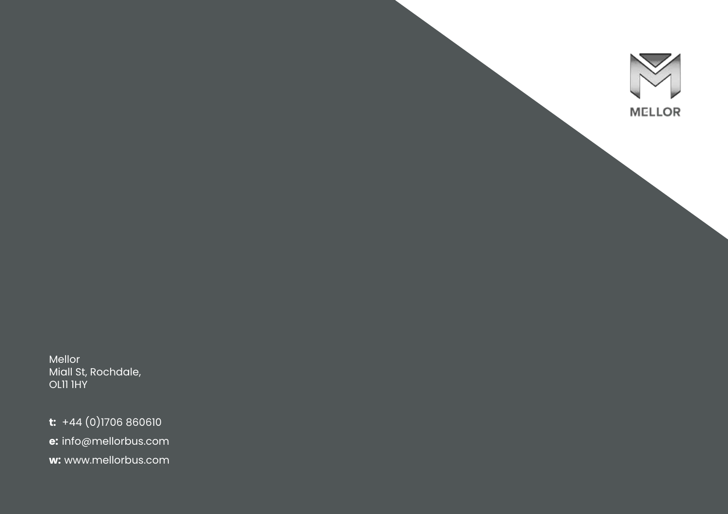MELLOR

Mellor
Miall St, Rochdale,
OL11 1HY

**t:** +44 (0)1706 860610

**e:** info@mellorbus.com

**w:** www.mellorbus.com